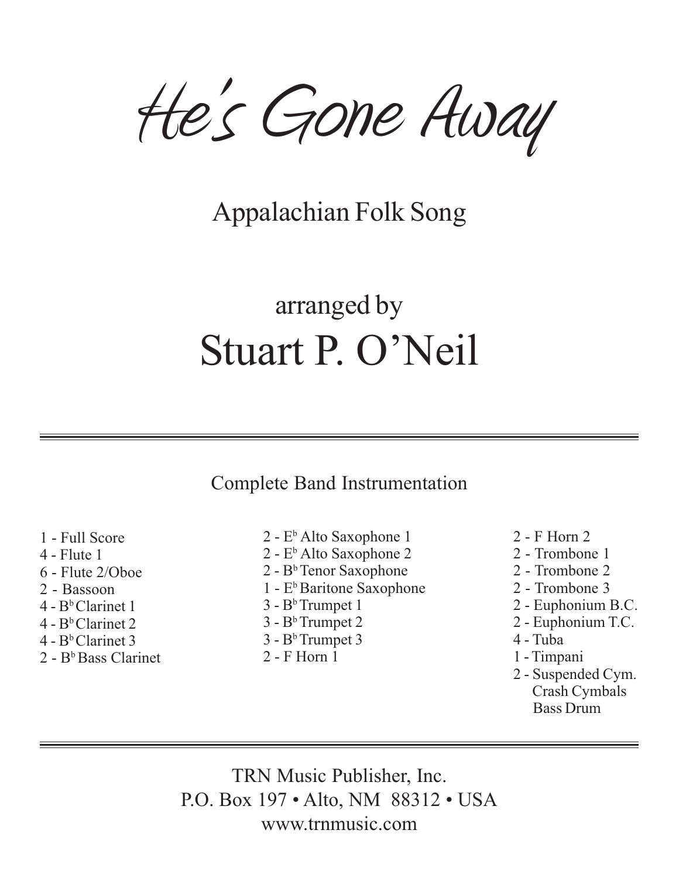# He's Gone Away

## Appalachian Folk Song

arranged by

## Stuart P. O'Neil

---

Complete Band Instrumentation

- 1 - Full Score
- 4 - Flute 1
- 6 - Flute 2/Oboe
- 2 - Bassoon
- 4 - B♭ Clarinet 1
- 4 - B♭ Clarinet 2
- 4 - B♭ Clarinet 3
- 2 - B♭ Bass Clarinet
- 2 - E♭ Alto Saxophone 1
- 2 - E♭ Alto Saxophone 2
- 2 - B♭ Tenor Saxophone
- 1 - E♭ Baritone Saxophone
- 3 - B♭ Trumpet 1
- 3 - B♭ Trumpet 2
- 3 - B♭ Trumpet 3
- 2 - F Horn 1
- 2 - F Horn 2
- 2 - Trombone 1
- 2 - Trombone 2
- 2 - Trombone 3
- 2 - Euphonium B.C.
- 2 - Euphonium T.C.
- 4 - Tuba
- 1 - Timpani
- 2 - Suspended Cym.
  Crash Cymbals
  Bass Drum

---

TRN Music Publisher, Inc.
P.O. Box 197 • Alto, NM 88312 • USA
www.trnmusic.com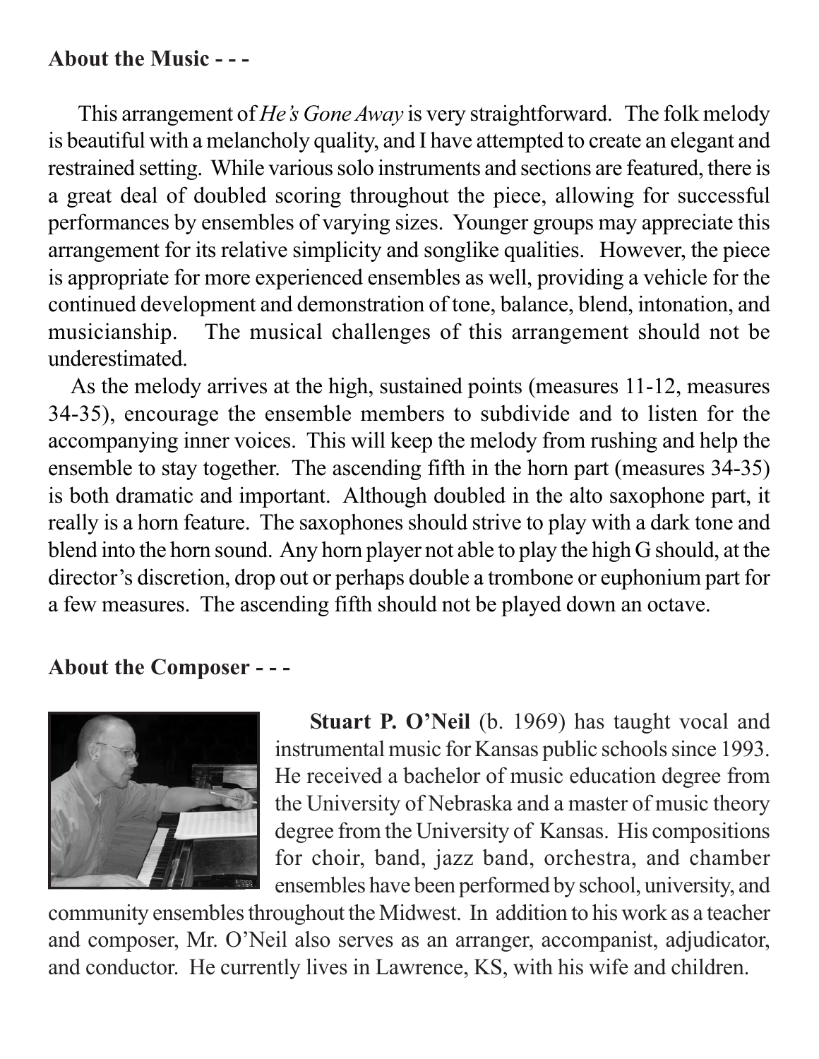**About the Music - - -**

This arrangement of *He's Gone Away* is very straightforward. The folk melody is beautiful with a melancholy quality, and I have attempted to create an elegant and restrained setting. While various solo instruments and sections are featured, there is a great deal of doubled scoring throughout the piece, allowing for successful performances by ensembles of varying sizes. Younger groups may appreciate this arrangement for its relative simplicity and songlike qualities. However, the piece is appropriate for more experienced ensembles as well, providing a vehicle for the continued development and demonstration of tone, balance, blend, intonation, and musicianship. The musical challenges of this arrangement should not be underestimated.

As the melody arrives at the high, sustained points (measures 11-12, measures 34-35), encourage the ensemble members to subdivide and to listen for the accompanying inner voices. This will keep the melody from rushing and help the ensemble to stay together. The ascending fifth in the horn part (measures 34-35) is both dramatic and important. Although doubled in the alto saxophone part, it really is a horn feature. The saxophones should strive to play with a dark tone and blend into the horn sound. Any horn player not able to play the high G should, at the director's discretion, drop out or perhaps double a trombone or euphonium part for a few measures. The ascending fifth should not be played down an octave.

**About the Composer - - -**

**Stuart P. O'Neil** (b. 1969) has taught vocal and instrumental music for Kansas public schools since 1993. He received a bachelor of music education degree from the University of Nebraska and a master of music theory degree from the University of Kansas. His compositions for choir, band, jazz band, orchestra, and chamber ensembles have been performed by school, university, and community ensembles throughout the Midwest. In addition to his work as a teacher and composer, Mr. O'Neil also serves as an arranger, accompanist, adjudicator, and conductor. He currently lives in Lawrence, KS, with his wife and children.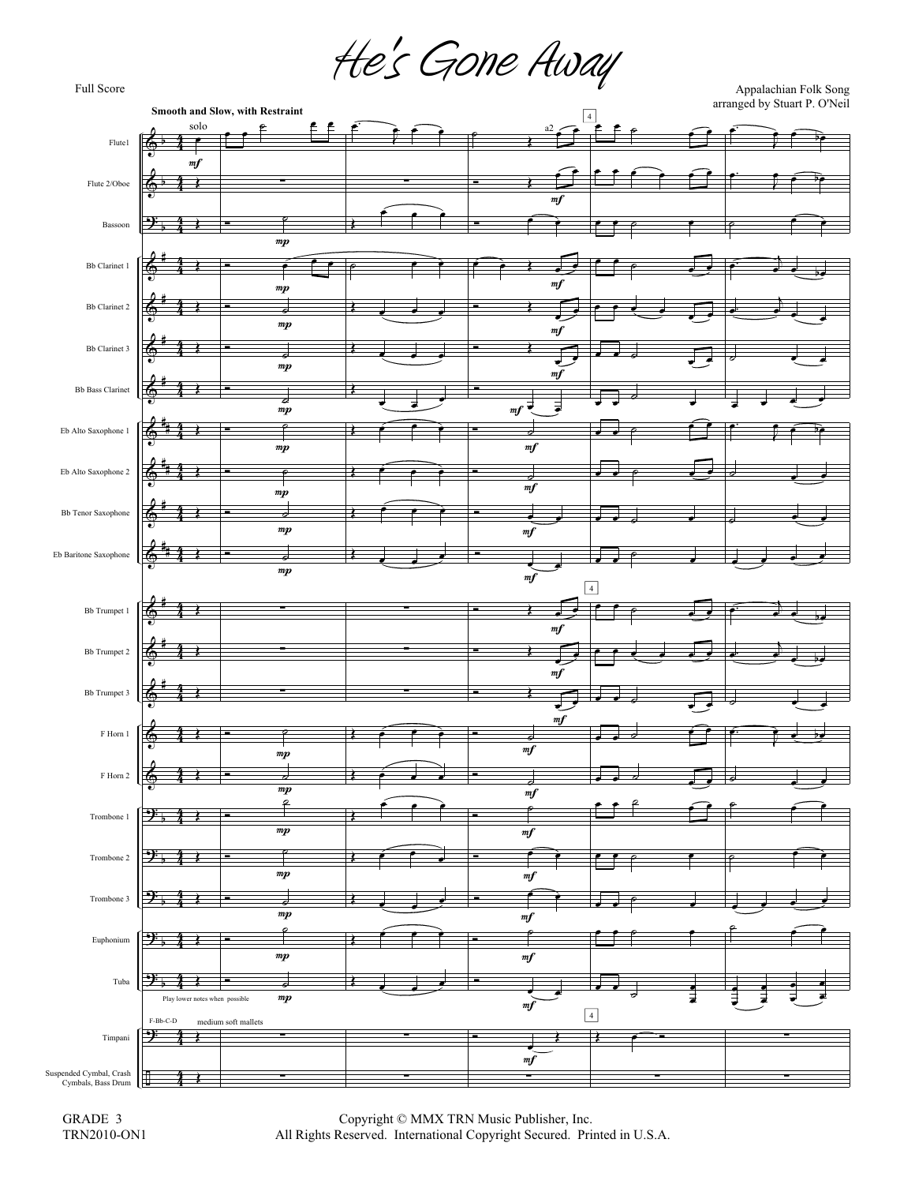# He's Gone Away

Full Score

Appalachian Folk Song
arranged by Stuart P. O'Neil

GRADE 3
TRN2010-ON1

Copyright © MMX TRN Music Publisher, Inc.
All Rights Reserved. International Copyright Secured. Printed in U.S.A.